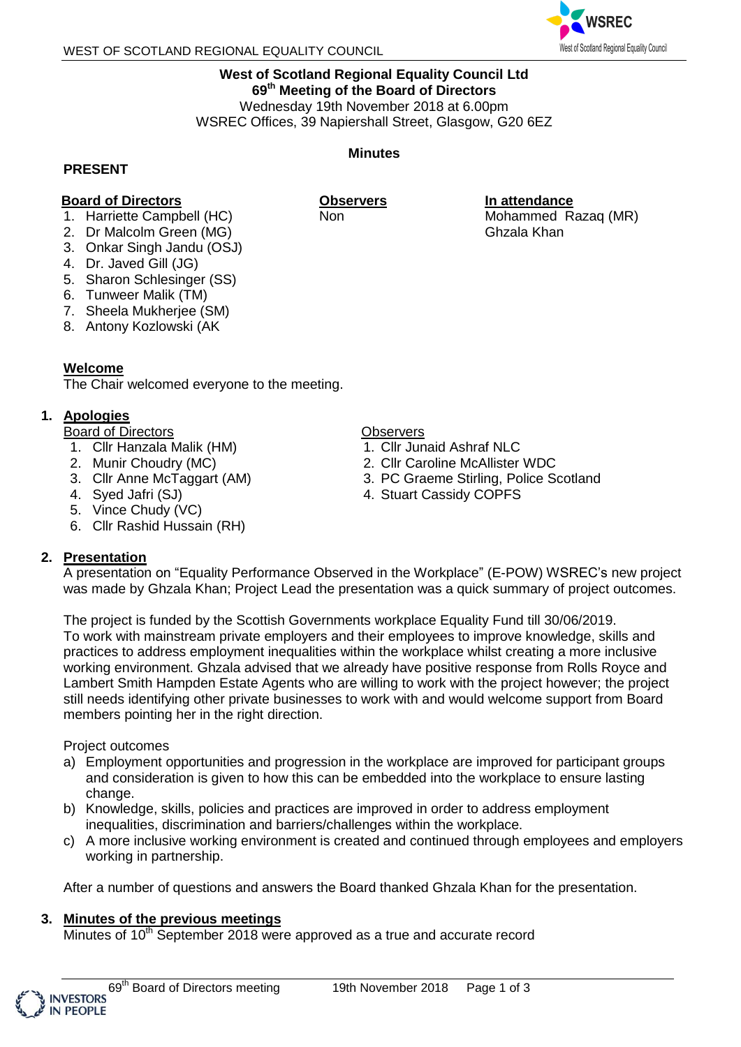**West of Scotland Regional Equality Council Ltd**
**69th Meeting of the Board of Directors**
Wednesday 19th November 2018 at 6.00pm
WSREC Offices, 39 Napiershall Street, Glasgow, G20 6EZ

**Minutes**

**PRESENT**

**Board of Directors**

1. Harriette Campbell (HC)
2. Dr Malcolm Green (MG)
3. Onkar Singh Jandu (OSJ)
4. Dr. Javed Gill (JG)
5. Sharon Schlesinger (SS)
6. Tunweer Malik (TM)
7. Sheela Mukherjee (SM)
8. Antony Kozlowski (AK

**Observers**

Non

**In attendance**

Mohammed Razaq (MR)
Ghzala Khan

**Welcome**

The Chair welcomed everyone to the meeting.

1. **Apologies**

Board of Directors

1. Cllr Hanzala Malik (HM)
2. Munir Choudry (MC)
3. Cllr Anne McTaggart (AM)
4. Syed Jafri (SJ)
5. Vince Chudy (VC)
6. Cllr Rashid Hussain (RH)

Observers

1. Cllr Junaid Ashraf NLC
2. Cllr Caroline McAllister WDC
3. PC Graeme Stirling, Police Scotland
4. Stuart Cassidy COPFS

2. **Presentation**

A presentation on “Equality Performance Observed in the Workplace” (E-POW) WSREC’s new project was made by Ghzala Khan; Project Lead the presentation was a quick summary of project outcomes.

The project is funded by the Scottish Governments workplace Equality Fund till 30/06/2019. To work with mainstream private employers and their employees to improve knowledge, skills and practices to address employment inequalities within the workplace whilst creating a more inclusive working environment. Ghzala advised that we already have positive response from Rolls Royce and Lambert Smith Hampden Estate Agents who are willing to work with the project however; the project still needs identifying other private businesses to work with and would welcome support from Board members pointing her in the right direction.

Project outcomes

a) Employment opportunities and progression in the workplace are improved for participant groups and consideration is given to how this can be embedded into the workplace to ensure lasting change.
b) Knowledge, skills, policies and practices are improved in order to address employment inequalities, discrimination and barriers/challenges within the workplace.
c) A more inclusive working environment is created and continued through employees and employers working in partnership.

After a number of questions and answers the Board thanked Ghzala Khan for the presentation.

3. **Minutes of the previous meetings**

Minutes of 10th September 2018 were approved as a true and accurate record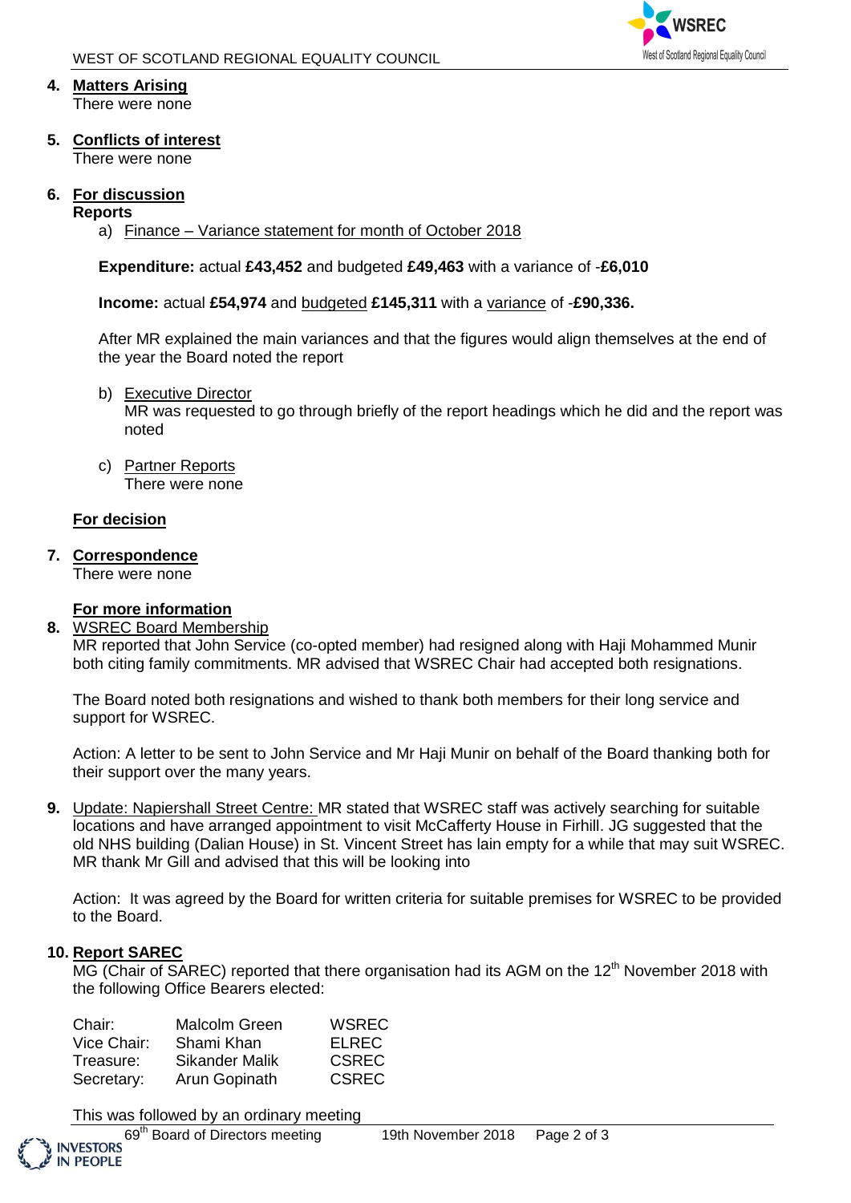4. **Matters Arising**
   There were none

5. **Conflicts of interest**
   There were none

6. **For discussion**
   **Reports**
   a) Finance – Variance statement for month of October 2018

   **Expenditure:** actual **£43,452** and budgeted **£49,463** with a variance of -**£6,010**

   **Income:** actual **£54,974** and budgeted **£145,311** with a variance of -**£90,336.**

   After MR explained the main variances and that the figures would align themselves at the end of the year the Board noted the report

   b) Executive Director
   MR was requested to go through briefly of the report headings which he did and the report was noted

   c) Partner Reports
   There were none

**For decision**

7. **Correspondence**
   There were none

**For more information**

8. WSREC Board Membership
   MR reported that John Service (co-opted member) had resigned along with Haji Mohammed Munir both citing family commitments. MR advised that WSREC Chair had accepted both resignations.

   The Board noted both resignations and wished to thank both members for their long service and support for WSREC.

   Action: A letter to be sent to John Service and Mr Haji Munir on behalf of the Board thanking both for their support over the many years.

9. Update: Napiershall Street Centre: MR stated that WSREC staff was actively searching for suitable locations and have arranged appointment to visit McCafferty House in Firhill. JG suggested that the old NHS building (Dalian House) in St. Vincent Street has lain empty for a while that may suit WSREC. MR thank Mr Gill and advised that this will be looking into

   Action: It was agreed by the Board for written criteria for suitable premises for WSREC to be provided to the Board.

10. **Report SAREC**
    MG (Chair of SAREC) reported that there organisation had its AGM on the 12th November 2018 with the following Office Bearers elected:

| | | |
|---|---|---|
| Chair: | Malcolm Green | WSREC |
| Vice Chair: | Shami Khan | ELREC |
| Treasure: | Sikander Malik | CSREC |
| Secretary: | Arun Gopinath | CSREC |

This was followed by an ordinary meeting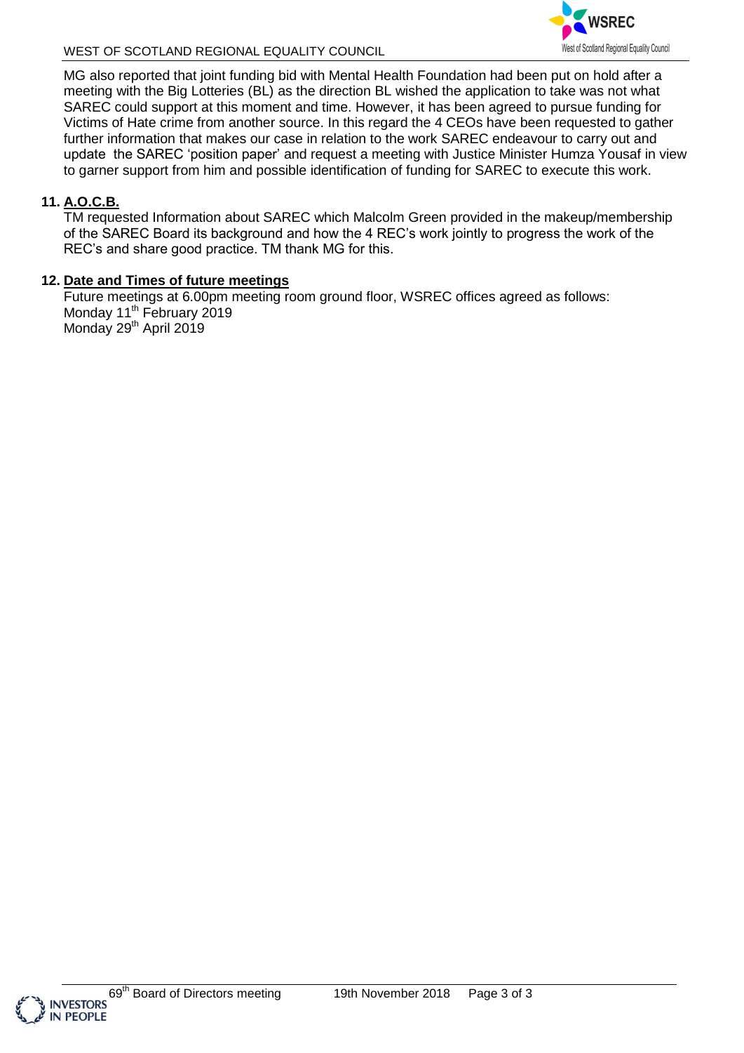MG also reported that joint funding bid with Mental Health Foundation had been put on hold after a meeting with the Big Lotteries (BL) as the direction BL wished the application to take was not what SAREC could support at this moment and time. However, it has been agreed to pursue funding for Victims of Hate crime from another source. In this regard the 4 CEOs have been requested to gather further information that makes our case in relation to the work SAREC endeavour to carry out and update the SAREC 'position paper' and request a meeting with Justice Minister Humza Yousaf in view to garner support from him and possible identification of funding for SAREC to execute this work.

**11. A.O.C.B.**

TM requested Information about SAREC which Malcolm Green provided in the makeup/membership of the SAREC Board its background and how the 4 REC's work jointly to progress the work of the REC's and share good practice. TM thank MG for this.

**12. Date and Times of future meetings**

Future meetings at 6.00pm meeting room ground floor, WSREC offices agreed as follows:
Monday 11th February 2019
Monday 29th April 2019